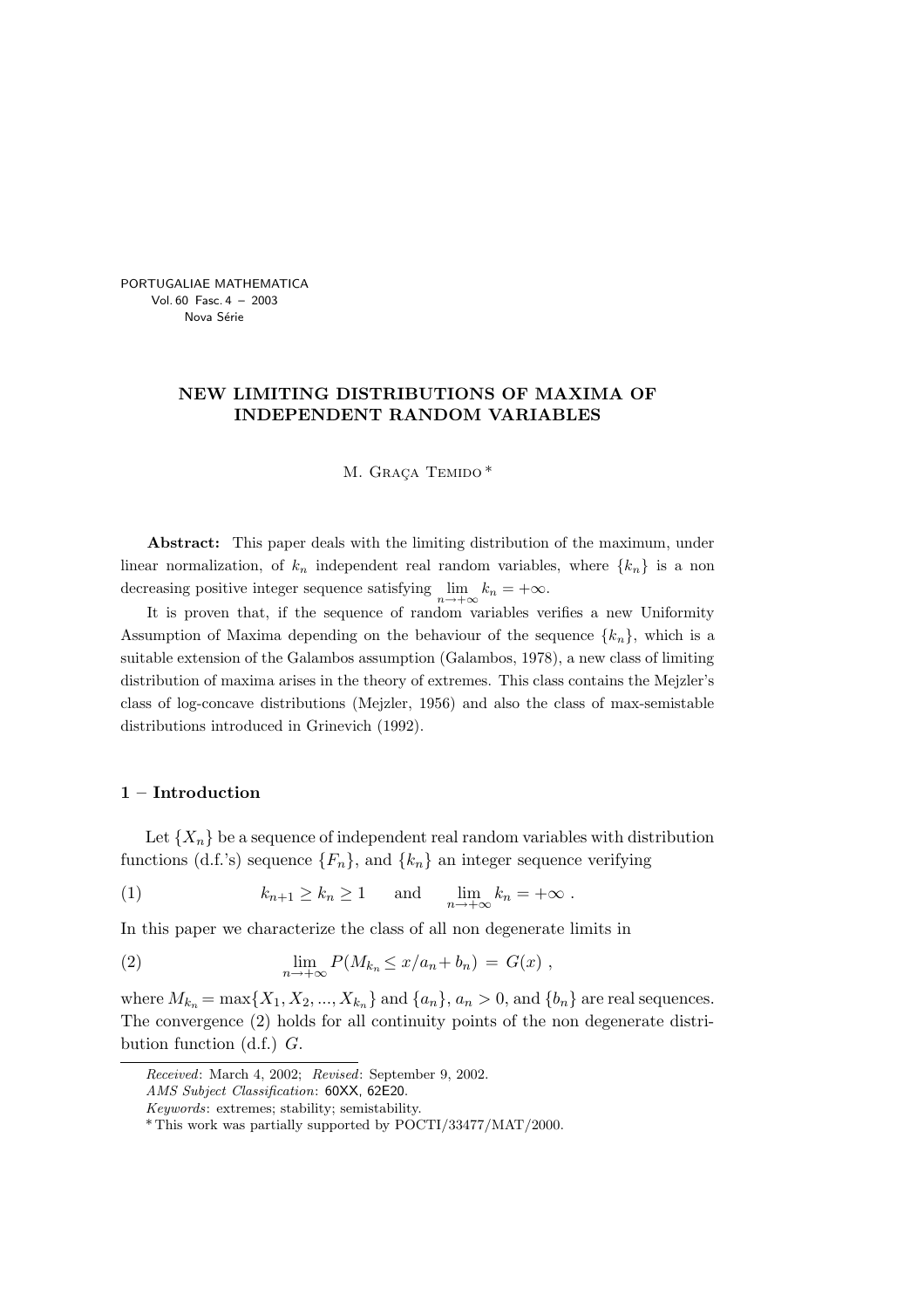# NEW LIMITING DISTRIBUTIONS OF MAXIMA OF INDEPENDENT RANDOM VARIABLES

M. Graça Temido *

**Abstract:** This paper deals with the limiting distribution of the maximum, under linear normalization, of $k_n$ independent real random variables, where $\{k_n\}$ is a non decreasing positive integer sequence satisfying $\lim_{n\to+\infty} k_n = +\infty$.

It is proven that, if the sequence of random variables verifies a new Uniformity Assumption of Maxima depending on the behaviour of the sequence $\{k_n\}$, which is a suitable extension of the Galambos assumption (Galambos, 1978), a new class of limiting distribution of maxima arises in the theory of extremes. This class contains the Mejzler's class of log-concave distributions (Mejzler, 1956) and also the class of max-semistable distributions introduced in Grinevich (1992).

## 1 – Introduction

Let $\{X_n\}$ be a sequence of independent real random variables with distribution functions (d.f.'s) sequence $\{F_n\}$, and $\{k_n\}$ an integer sequence verifying

$$k_{n+1} \geq k_n \geq 1 \quad \text{ and } \quad \lim_{n\to+\infty} k_n = +\infty \ . \tag{1}$$

In this paper we characterize the class of all non degenerate limits in

$$\lim_{n\to+\infty} P(M_{k_n} \leq x/a_n + b_n) \;=\; G(x) \ , \tag{2}$$

where $M_{k_n} = \max\{X_1, X_2, ..., X_{k_n}\}$ and $\{a_n\}$, $a_n > 0$, and $\{b_n\}$ are real sequences. The convergence (2) holds for all continuity points of the non degenerate distribution function (d.f.) $G$.

---

*Received*: March 4, 2002; *Revised*: September 9, 2002.

*AMS Subject Classification*: 60XX, 62E20.

*Keywords*: extremes; stability; semistability.

\* This work was partially supported by POCTI/33477/MAT/2000.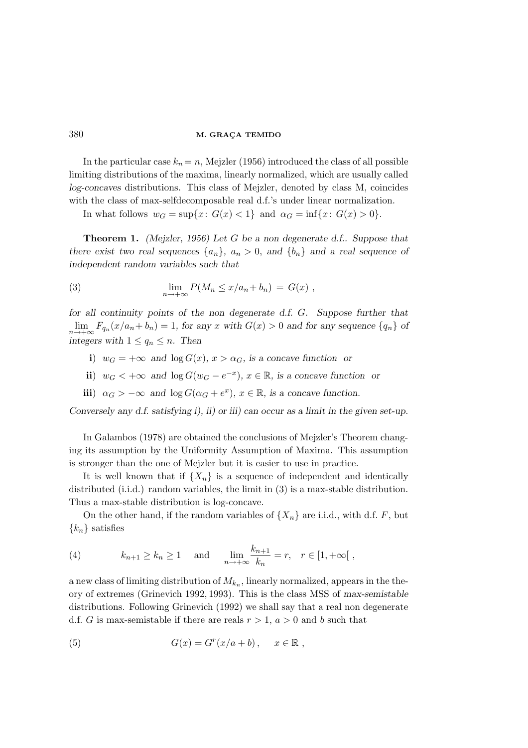In the particular case $k_n = n$, Mejzler (1956) introduced the class of all possible limiting distributions of the maxima, linearly normalized, which are usually called *log-concaves* distributions. This class of Mejzler, denoted by class M, coincides with the class of max-selfdecomposable real d.f.'s under linear normalization.

In what follows $w_G = \sup\{x\colon G(x) < 1\}$ and $\alpha_G = \inf\{x\colon G(x) > 0\}$.

**Theorem 1.** *(Mejzler, 1956) Let $G$ be a non degenerate d.f.. Suppose that there exist two real sequences $\{a_n\}$, $a_n > 0$, and $\{b_n\}$ and a real sequence of independent random variables such that*

$$\lim_{n\to+\infty} P(M_n \leq x/a_n + b_n) = G(x) \;, \tag{3}$$

*for all continuity points of the non degenerate d.f. $G$. Suppose further that $\lim_{n\to+\infty} F_{q_n}(x/a_n + b_n) = 1$, for any $x$ with $G(x) > 0$ and for any sequence $\{q_n\}$ of integers with $1 \leq q_n \leq n$. Then*

- **i)** *$w_G = +\infty$ and $\log G(x)$, $x > \alpha_G$, is a concave function or*
- **ii)** *$w_G < +\infty$ and $\log G(w_G - e^{-x})$, $x \in \mathbb{R}$, is a concave function or*
- **iii)** *$\alpha_G > -\infty$ and $\log G(\alpha_G + e^x)$, $x \in \mathbb{R}$, is a concave function.*

*Conversely any d.f. satisfying i), ii) or iii) can occur as a limit in the given set-up.*

In Galambos (1978) are obtained the conclusions of Mejzler's Theorem changing its assumption by the Uniformity Assumption of Maxima. This assumption is stronger than the one of Mejzler but it is easier to use in practice.

It is well known that if $\{X_n\}$ is a sequence of independent and identically distributed (i.i.d.) random variables, the limit in (3) is a max-stable distribution. Thus a max-stable distribution is log-concave.

On the other hand, if the random variables of $\{X_n\}$ are i.i.d., with d.f. $F$, but $\{k_n\}$ satisfies

$$k_{n+1} \geq k_n \geq 1 \quad \text{ and } \quad \lim_{n\to+\infty} \frac{k_{n+1}}{k_n} = r, \quad r \in [1, +\infty[ \;, \tag{4}$$

a new class of limiting distribution of $M_{k_n}$, linearly normalized, appears in the theory of extremes (Grinevich 1992, 1993). This is the class MSS of *max-semistable* distributions. Following Grinevich (1992) we shall say that a real non degenerate d.f. $G$ is max-semistable if there are reals $r > 1$, $a > 0$ and $b$ such that

$$G(x) = G^r(x/a + b) \,, \qquad x \in \mathbb{R} \;, \tag{5}$$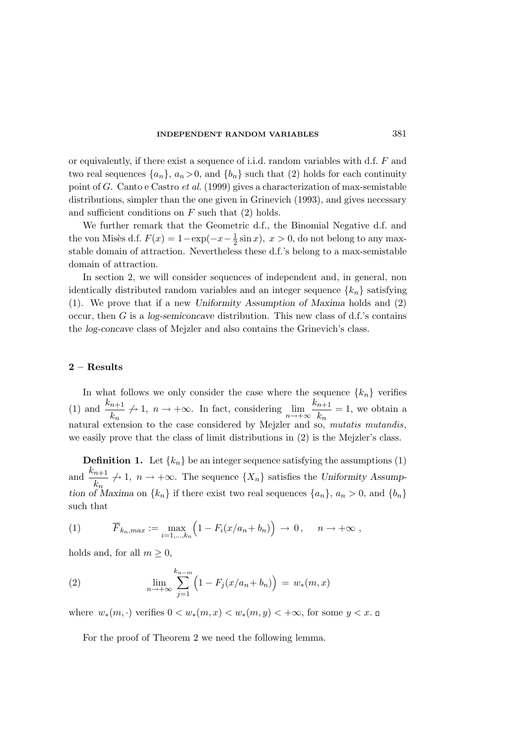or equivalently, if there exist a sequence of i.i.d. random variables with d.f. $F$ and two real sequences $\{a_n\}$, $a_n > 0$, and $\{b_n\}$ such that (2) holds for each continuity point of $G$. Canto e Castro *et al.* (1999) gives a characterization of max-semistable distributions, simpler than the one given in Grinevich (1993), and gives necessary and sufficient conditions on $F$ such that (2) holds.

We further remark that the Geometric d.f., the Binomial Negative d.f. and the von Misès d.f. $F(x) = 1 - \exp(-x - \frac{1}{2}\sin x)$, $x > 0$, do not belong to any max-stable domain of attraction. Nevertheless these d.f.'s belong to a max-semistable domain of attraction.

In section 2, we will consider sequences of independent and, in general, non identically distributed random variables and an integer sequence $\{k_n\}$ satisfying (1). We prove that if a new *Uniformity Assumption of Maxima* holds and (2) occur, then $G$ is a *log-semiconcave* distribution. This new class of d.f.'s contains the *log-concave* class of Mejzler and also contains the Grinevich's class.

## 2 – Results

In what follows we only consider the case where the sequence $\{k_n\}$ verifies (1) and $\frac{k_{n+1}}{k_n} \not\to 1$, $n \to +\infty$. In fact, considering $\lim_{n\to+\infty} \frac{k_{n+1}}{k_n} = 1$, we obtain a natural extension to the case considered by Mejzler and so, *mutatis mutandis*, we easily prove that the class of limit distributions in (2) is the Mejzler's class.

**Definition 1.** Let $\{k_n\}$ be an integer sequence satisfying the assumptions (1) and $\frac{k_{n+1}}{k_n} \not\to 1$, $n \to +\infty$. The sequence $\{X_n\}$ satisfies the *Uniformity Assumption of Maxima* on $\{k_n\}$ if there exist two real sequences $\{a_n\}$, $a_n > 0$, and $\{b_n\}$ such that

$$
\overline{F}_{k_n,max} := \max_{i=1,\dots,k_n} \Big(1 - F_i(x/a_n + b_n)\Big) \to 0\,, \qquad n \to +\infty \;, \tag{1}
$$

holds and, for all $m \geq 0$,

$$
\lim_{n\to+\infty} \sum_{j=1}^{k_{n-m}} \Big(1 - F_j(x/a_n + b_n)\Big) \;=\; w_*(m,x) \tag{2}
$$

where $w_*(m,\cdot)$ verifies $0 < w_*(m,x) < w_*(m,y) < +\infty$, for some $y < x$. □

For the proof of Theorem 2 we need the following lemma.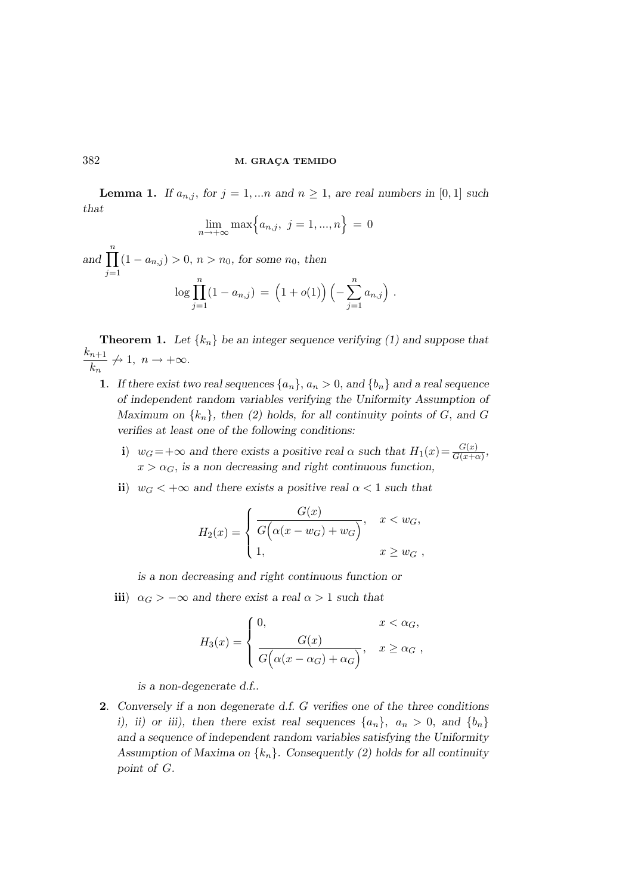**Lemma 1.** *If $a_{n,j}$, for $j = 1, ...n$ and $n \geq 1$, are real numbers in $[0,1]$ such that*

$$\lim_{n\to+\infty} \max\Big\{a_{n,j},\ j = 1,...,n\Big\} \ = \ 0$$

*and $\displaystyle\prod_{j=1}^{n}(1 - a_{n,j}) > 0$, $n > n_0$, for some $n_0$, then*

$$\log \prod_{j=1}^{n}(1 - a_{n,j}) \ = \ \Big(1 + o(1)\Big)\Big(-\sum_{j=1}^{n} a_{n,j}\Big) \ .$$

**Theorem 1.** *Let $\{k_n\}$ be an integer sequence verifying (1) and suppose that $\dfrac{k_{n+1}}{k_n} \not\to 1$, $n \to +\infty$.*

**1**. *If there exist two real sequences $\{a_n\}$, $a_n > 0$, and $\{b_n\}$ and a real sequence of independent random variables verifying the Uniformity Assumption of Maximum on $\{k_n\}$, then (2) holds, for all continuity points of $G$, and $G$ verifies at least one of the following conditions:*

- **i**) *$w_G = +\infty$ and there exists a positive real $\alpha$ such that $H_1(x) = \frac{G(x)}{G(x+\alpha)}$, $x > \alpha_G$, is a non decreasing and right continuous function,*

- **ii**) *$w_G < +\infty$ and there exists a positive real $\alpha < 1$ such that*

$$H_2(x) = \begin{cases} \dfrac{G(x)}{G\Big(\alpha(x - w_G) + w_G\Big)}, & x < w_G, \\ 1, & x \geq w_G \ , \end{cases}$$

  *is a non decreasing and right continuous function or*

- **iii**) *$\alpha_G > -\infty$ and there exist a real $\alpha > 1$ such that*

$$H_3(x) = \begin{cases} 0, & x < \alpha_G, \\ \dfrac{G(x)}{G\Big(\alpha(x - \alpha_G) + \alpha_G\Big)}, & x \geq \alpha_G \ , \end{cases}$$

  *is a non-degenerate d.f..*

**2**. *Conversely if a non degenerate d.f. $G$ verifies one of the three conditions i), ii) or iii), then there exist real sequences $\{a_n\}$, $a_n > 0$, and $\{b_n\}$ and a sequence of independent random variables satisfying the Uniformity Assumption of Maxima on $\{k_n\}$. Consequently (2) holds for all continuity point of $G$.*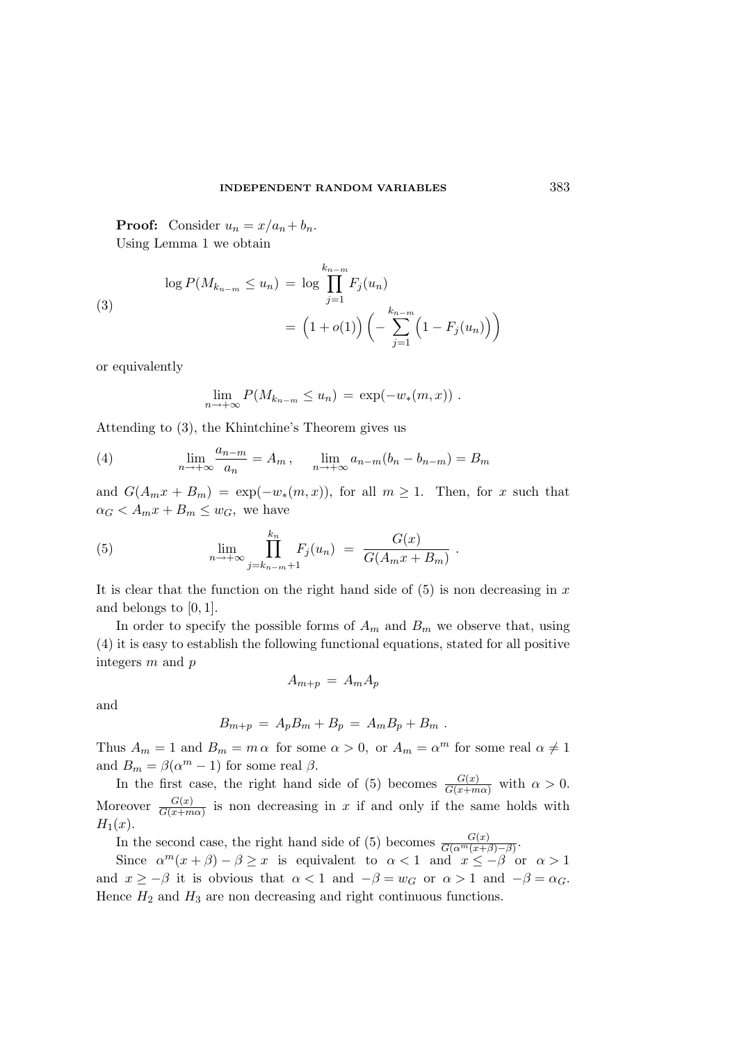**Proof:** Consider $u_n = x/a_n + b_n$.

Using Lemma 1 we obtain

$$
\begin{aligned}
\log P(M_{k_{n-m}} \le u_n) &= \log \prod_{j=1}^{k_{n-m}} F_j(u_n) \\
&= \Big(1 + o(1)\Big) \Big( - \sum_{j=1}^{k_{n-m}} \Big(1 - F_j(u_n)\Big)\Big)
\end{aligned} \tag{3}
$$

or equivalently

$$
\lim_{n \to +\infty} P(M_{k_{n-m}} \le u_n) = \exp(-w_*(m, x)) \; .
$$

Attending to (3), the Khintchine's Theorem gives us

$$
\lim_{n \to +\infty} \frac{a_{n-m}}{a_n} = A_m \, , \qquad \lim_{n \to +\infty} a_{n-m}(b_n - b_{n-m}) = B_m \tag{4}
$$

and $G(A_m x + B_m) = \exp(-w_*(m, x))$, for all $m \ge 1$. Then, for $x$ such that $\alpha_G < A_m x + B_m \le w_G$, we have

$$
\lim_{n \to +\infty} \prod_{j=k_{n-m}+1}^{k_n} F_j(u_n) = \frac{G(x)}{G(A_m x + B_m)} \; . \tag{5}
$$

It is clear that the function on the right hand side of (5) is non decreasing in $x$ and belongs to $[0, 1]$.

In order to specify the possible forms of $A_m$ and $B_m$ we observe that, using (4) it is easy to establish the following functional equations, stated for all positive integers $m$ and $p$

$$
A_{m+p} = A_m A_p
$$

and

$$
B_{m+p} = A_p B_m + B_p = A_m B_p + B_m \; .
$$

Thus $A_m = 1$ and $B_m = m\,\alpha$ for some $\alpha > 0$, or $A_m = \alpha^m$ for some real $\alpha \ne 1$ and $B_m = \beta(\alpha^m - 1)$ for some real $\beta$.

In the first case, the right hand side of (5) becomes $\frac{G(x)}{G(x+m\alpha)}$ with $\alpha > 0$. Moreover $\frac{G(x)}{G(x+m\alpha)}$ is non decreasing in $x$ if and only if the same holds with $H_1(x)$.

In the second case, the right hand side of (5) becomes $\frac{G(x)}{G(\alpha^m(x+\beta)-\beta)}$.

Since $\alpha^m(x+\beta) - \beta \ge x$ is equivalent to $\alpha < 1$ and $x \le -\beta$ or $\alpha > 1$ and $x \ge -\beta$ it is obvious that $\alpha < 1$ and $-\beta = w_G$ or $\alpha > 1$ and $-\beta = \alpha_G$. Hence $H_2$ and $H_3$ are non decreasing and right continuous functions.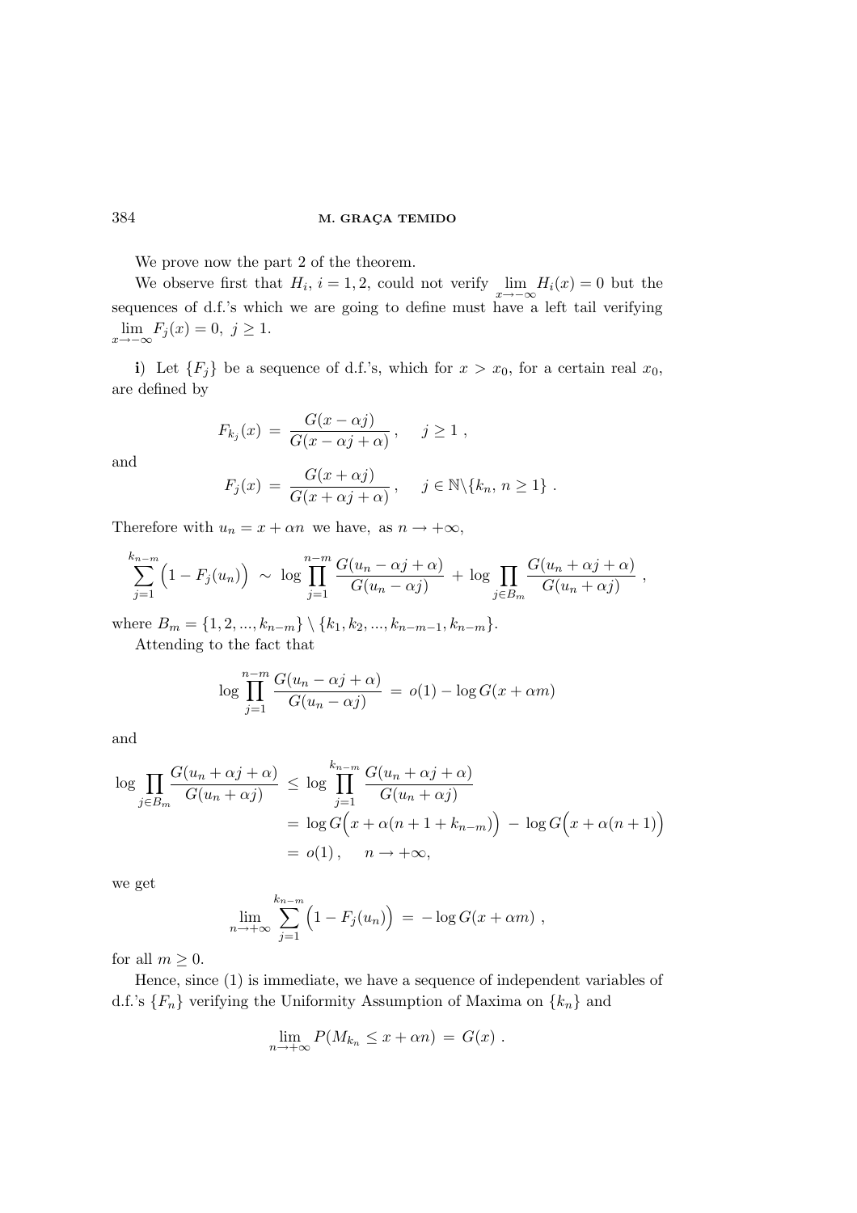We prove now the part 2 of the theorem.

We observe first that $H_i$, $i=1,2$, could not verify $\lim_{x\to-\infty} H_i(x)=0$ but the sequences of d.f.'s which we are going to define must have a left tail verifying $\lim_{x\to-\infty} F_j(x)=0$, $j\geq 1$.

**i**) Let $\{F_j\}$ be a sequence of d.f.'s, which for $x>x_0$, for a certain real $x_0$, are defined by

$$F_{k_j}(x) \,=\, \frac{G(x-\alpha j)}{G(x-\alpha j+\alpha)}\,, \qquad j\geq 1\;,$$

and

$$F_j(x) \,=\, \frac{G(x+\alpha j)}{G(x+\alpha j+\alpha)}\,, \qquad j\in \mathbb{N}\backslash\{k_n,\, n\geq 1\}\;.$$

Therefore with $u_n = x+\alpha n$ we have, as $n\to+\infty$,

$$\sum_{j=1}^{k_{n-m}} \Big(1-F_j(u_n)\Big) \;\sim\; \log \prod_{j=1}^{n-m} \frac{G(u_n-\alpha j+\alpha)}{G(u_n-\alpha j)} \,+\, \log \prod_{j\in B_m} \frac{G(u_n+\alpha j+\alpha)}{G(u_n+\alpha j)}\;,$$

where $B_m = \{1,2,...,k_{n-m}\}\setminus\{k_1,k_2,...,k_{n-m-1},k_{n-m}\}$.

Attending to the fact that

$$\log \prod_{j=1}^{n-m} \frac{G(u_n-\alpha j+\alpha)}{G(u_n-\alpha j)} \,=\, o(1) - \log G(x+\alpha m)$$

and

$$\begin{aligned}
\log \prod_{j\in B_m} \frac{G(u_n+\alpha j+\alpha)}{G(u_n+\alpha j)} \;&\leq\; \log \prod_{j=1}^{k_{n-m}} \frac{G(u_n+\alpha j+\alpha)}{G(u_n+\alpha j)} \\
&=\, \log G\Big(x+\alpha(n+1+k_{n-m})\Big) \,-\, \log G\Big(x+\alpha(n+1)\Big) \\
&=\, o(1)\,, \qquad n\to+\infty,
\end{aligned}$$

we get

$$\lim_{n\to+\infty} \sum_{j=1}^{k_{n-m}} \Big(1-F_j(u_n)\Big) \,=\, -\log G(x+\alpha m)\;,$$

for all $m\geq 0$.

Hence, since (1) is immediate, we have a sequence of independent variables of d.f.'s $\{F_n\}$ verifying the Uniformity Assumption of Maxima on $\{k_n\}$ and

$$\lim_{n\to+\infty} P(M_{k_n}\leq x+\alpha n) \,=\, G(x)\;.$$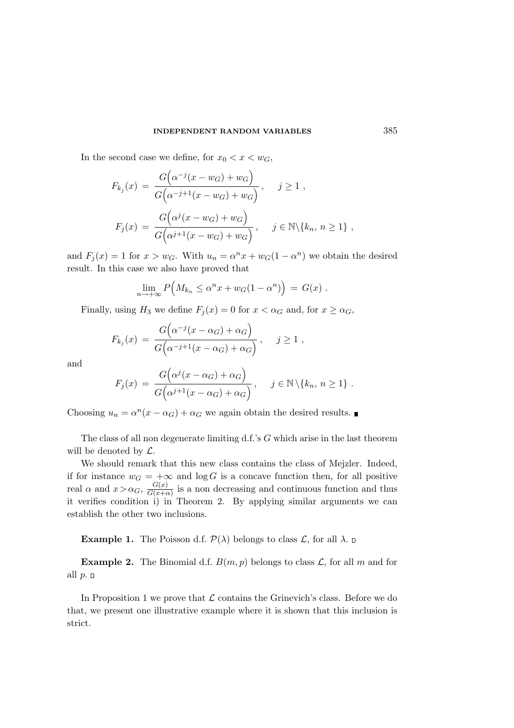In the second case we define, for $x_0 < x < w_G$,

$$F_{k_j}(x) \;=\; \frac{G\Big(\alpha^{-j}(x-w_G)+w_G\Big)}{G\Big(\alpha^{-j+1}(x-w_G)+w_G\Big)}\,, \qquad j \ge 1\ ,$$

$$F_j(x) \;=\; \frac{G\Big(\alpha^{j}(x-w_G)+w_G\Big)}{G\Big(\alpha^{j+1}(x-w_G)+w_G\Big)}\,, \qquad j \in \mathbb{N}\backslash\{k_n,\, n\ge 1\}\ ,$$

and $F_j(x) = 1$ for $x > w_G$. With $u_n = \alpha^n x + w_G(1-\alpha^n)$ we obtain the desired result. In this case we also have proved that

$$\lim_{n\to+\infty} P\Big(M_{k_n} \le \alpha^n x + w_G(1-\alpha^n)\Big) \;=\; G(x)\ .$$

Finally, using $H_3$ we define $F_j(x) = 0$ for $x < \alpha_G$ and, for $x \ge \alpha_G$,

$$F_{k_j}(x) \;=\; \frac{G\Big(\alpha^{-j}(x-\alpha_G)+\alpha_G\Big)}{G\Big(\alpha^{-j+1}(x-\alpha_G)+\alpha_G\Big)}\,, \qquad j \ge 1\ ,$$

and

$$F_j(x) \;=\; \frac{G\Big(\alpha^{j}(x-\alpha_G)+\alpha_G\Big)}{G\Big(\alpha^{j+1}(x-\alpha_G)+\alpha_G\Big)}\,, \qquad j \in \mathbb{N}\backslash\{k_n,\, n\ge 1\}\ .$$

Choosing $u_n = \alpha^n(x-\alpha_G) + \alpha_G$ we again obtain the desired results. ∎

The class of all non degenerate limiting d.f.'s $G$ which arise in the last theorem will be denoted by $\mathcal{L}$.

We should remark that this new class contains the class of Mejzler. Indeed, if for instance $w_G = +\infty$ and $\log G$ is a concave function then, for all positive real $\alpha$ and $x > \alpha_G$, $\frac{G(x)}{G(x+\alpha)}$ is a non decreasing and continuous function and thus it verifies condition i) in Theorem 2. By applying similar arguments we can establish the other two inclusions.

**Example 1.** The Poisson d.f. $\mathcal{P}(\lambda)$ belongs to class $\mathcal{L}$, for all $\lambda$. □

**Example 2.** The Binomial d.f. $B(m,p)$ belongs to class $\mathcal{L}$, for all $m$ and for all $p$. □

In Proposition 1 we prove that $\mathcal{L}$ contains the Grinevich's class. Before we do that, we present one illustrative example where it is shown that this inclusion is strict.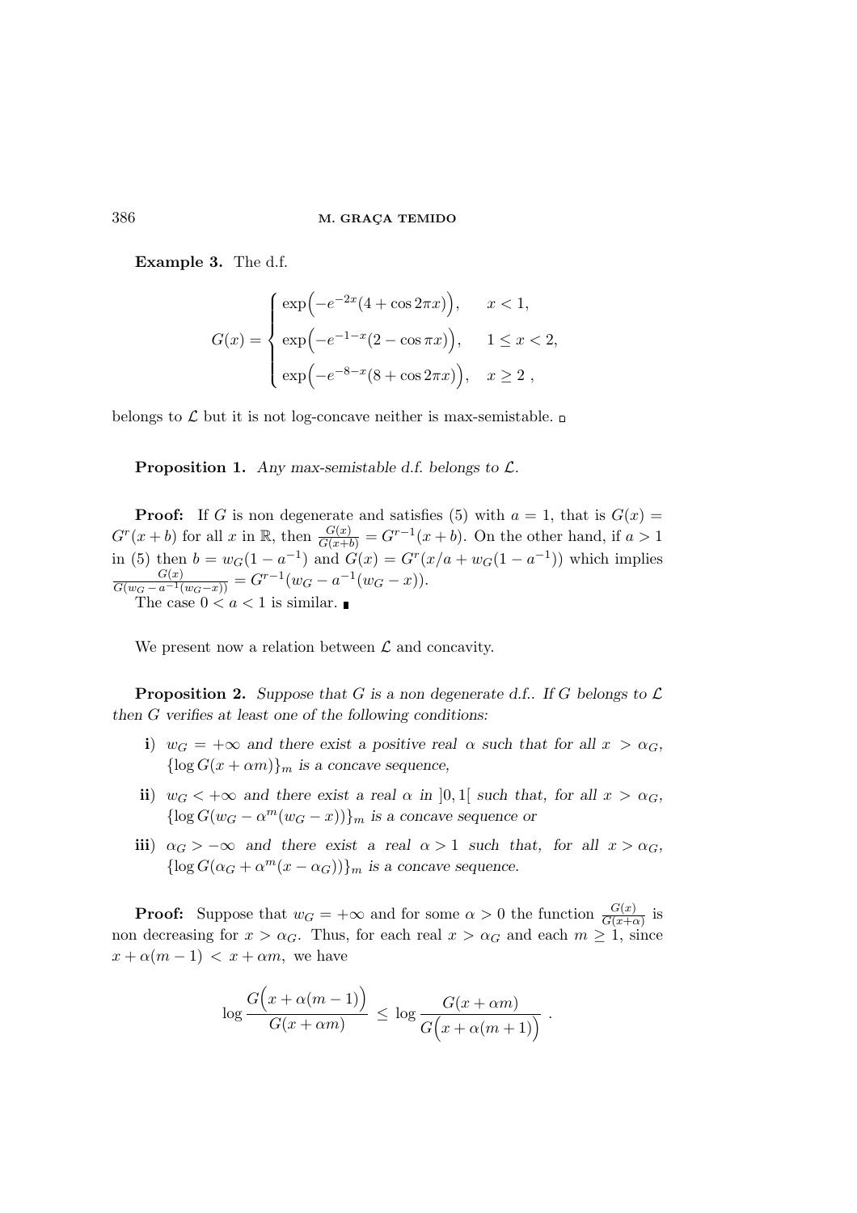**Example 3.** The d.f.

$$G(x) = \begin{cases} \exp\Big(-e^{-2x}(4+\cos 2\pi x)\Big), & x<1, \\ \exp\Big(-e^{-1-x}(2-\cos \pi x)\Big), & 1 \le x < 2, \\ \exp\Big(-e^{-8-x}(8+\cos 2\pi x)\Big), & x \ge 2 \ , \end{cases}$$

belongs to $\mathcal{L}$ but it is not log-concave neither is max-semistable. □

**Proposition 1.** *Any max-semistable d.f. belongs to* $\mathcal{L}$.

**Proof:** If $G$ is non degenerate and satisfies (5) with $a=1$, that is $G(x) = G^r(x+b)$ for all $x$ in $\mathbb{R}$, then $\frac{G(x)}{G(x+b)} = G^{r-1}(x+b)$. On the other hand, if $a>1$ in (5) then $b = w_G(1-a^{-1})$ and $G(x) = G^r(x/a + w_G(1-a^{-1}))$ which implies $\frac{G(x)}{G(w_G - a^{-1}(w_G - x))} = G^{r-1}(w_G - a^{-1}(w_G - x))$.

The case $0<a<1$ is similar. ∎

We present now a relation between $\mathcal{L}$ and concavity.

**Proposition 2.** *Suppose that $G$ is a non degenerate d.f.. If $G$ belongs to $\mathcal{L}$ then $G$ verifies at least one of the following conditions:*

- **i)** *$w_G = +\infty$ and there exist a positive real $\alpha$ such that for all $x > \alpha_G$, $\{\log G(x+\alpha m)\}_m$ is a concave sequence,*
- **ii)** *$w_G < +\infty$ and there exist a real $\alpha$ in $]0,1[$ such that, for all $x > \alpha_G$, $\{\log G(w_G - \alpha^m(w_G - x))\}_m$ is a concave sequence or*
- **iii)** *$\alpha_G > -\infty$ and there exist a real $\alpha > 1$ such that, for all $x > \alpha_G$, $\{\log G(\alpha_G + \alpha^m(x-\alpha_G))\}_m$ is a concave sequence.*

**Proof:** Suppose that $w_G = +\infty$ and for some $\alpha > 0$ the function $\frac{G(x)}{G(x+\alpha)}$ is non decreasing for $x > \alpha_G$. Thus, for each real $x > \alpha_G$ and each $m \ge 1$, since $x + \alpha(m-1) < x + \alpha m$, we have

$$\log \frac{G\Big(x+\alpha(m-1)\Big)}{G(x+\alpha m)} \ \le\ \log \frac{G(x+\alpha m)}{G\Big(x+\alpha(m+1)\Big)} \ .$$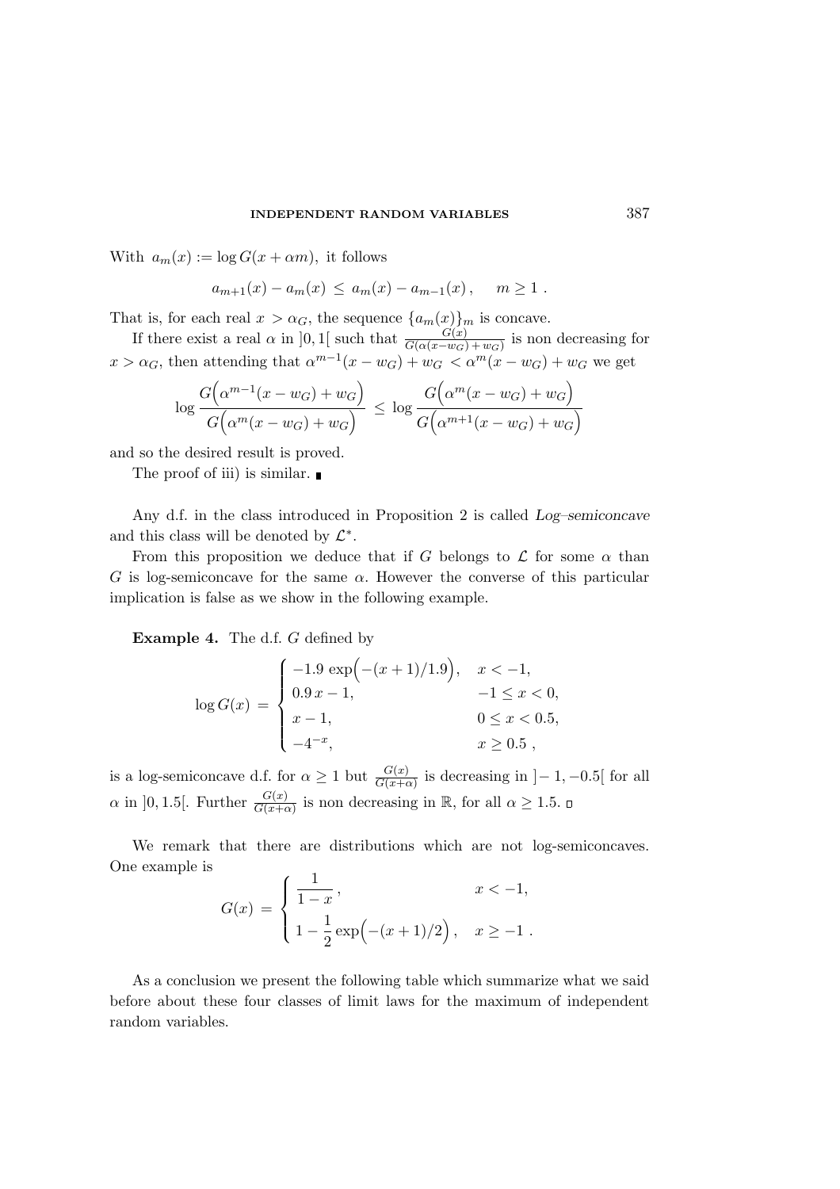With $a_m(x) := \log G(x + \alpha m)$, it follows

$$a_{m+1}(x) - a_m(x) \le a_m(x) - a_{m-1}(x)\,, \qquad m \ge 1\;.$$

That is, for each real $x > \alpha_G$, the sequence $\{a_m(x)\}_m$ is concave.

If there exist a real $\alpha$ in $]0,1[$ such that $\frac{G(x)}{G(\alpha(x-w_G)+w_G)}$ is non decreasing for $x > \alpha_G$, then attending that $\alpha^{m-1}(x - w_G) + w_G < \alpha^m(x - w_G) + w_G$ we get

$$\log \frac{G\Big(\alpha^{m-1}(x - w_G) + w_G\Big)}{G\Big(\alpha^{m}(x - w_G) + w_G\Big)} \le \log \frac{G\Big(\alpha^{m}(x - w_G) + w_G\Big)}{G\Big(\alpha^{m+1}(x - w_G) + w_G\Big)}$$

and so the desired result is proved.

The proof of iii) is similar. ∎

Any d.f. in the class introduced in Proposition 2 is called *Log–semiconcave* and this class will be denoted by $\mathcal{L}^*$.

From this proposition we deduce that if $G$ belongs to $\mathcal{L}$ for some $\alpha$ than $G$ is log-semiconcave for the same $\alpha$. However the converse of this particular implication is false as we show in the following example.

**Example 4.** The d.f. $G$ defined by

$$\log G(x) = \begin{cases} -1.9\,\exp\Big(-(x+1)/1.9\Big), & x < -1,\\ 0.9\,x - 1, & -1 \le x < 0,\\ x - 1, & 0 \le x < 0.5,\\ -4^{-x}, & x \ge 0.5\;, \end{cases}$$

is a log-semiconcave d.f. for $\alpha \ge 1$ but $\frac{G(x)}{G(x+\alpha)}$ is decreasing in $]-1,-0.5[$ for all $\alpha$ in $]0,1.5[$. Further $\frac{G(x)}{G(x+\alpha)}$ is non decreasing in $\mathbb{R}$, for all $\alpha \ge 1.5$. □

We remark that there are distributions which are not log-semiconcaves. One example is

$$G(x) = \begin{cases} \dfrac{1}{1-x}\,, & x < -1,\\[2mm] 1 - \dfrac{1}{2}\exp\Big(-(x+1)/2\Big)\,, & x \ge -1\;. \end{cases}$$

As a conclusion we present the following table which summarize what we said before about these four classes of limit laws for the maximum of independent random variables.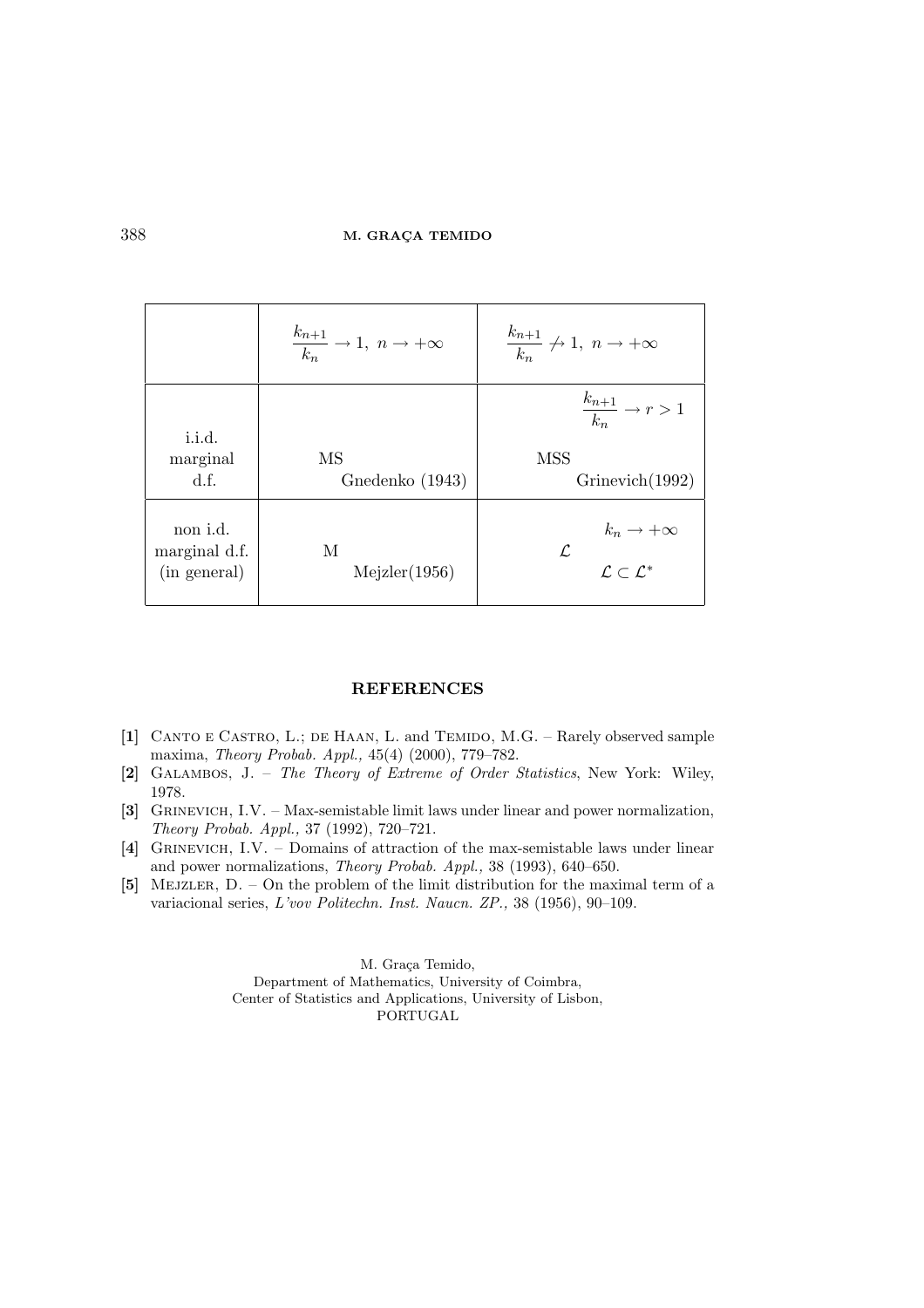| | $\frac{k_{n+1}}{k_n} \to 1,\ n \to +\infty$ | $\frac{k_{n+1}}{k_n} \not\to 1,\ n \to +\infty$ |
|---|---|---|
| i.i.d. marginal d.f. | MS Gnedenko (1943) | $\frac{k_{n+1}}{k_n} \to r > 1$ MSS Grinevich(1992) |
| non i.d. marginal d.f. (in general) | M Mejzler(1956) | $k_n \to +\infty$ $\mathcal{L}$ $\mathcal{L} \subset \mathcal{L}^*$ |

## REFERENCES

**[1]** Canto e Castro, L.; de Haan, L. and Temido, M.G. – Rarely observed sample maxima, *Theory Probab. Appl.,* 45(4) (2000), 779–782.

**[2]** Galambos, J. – *The Theory of Extreme of Order Statistics*, New York: Wiley, 1978.

**[3]** Grinevich, I.V. – Max-semistable limit laws under linear and power normalization, *Theory Probab. Appl.,* 37 (1992), 720–721.

**[4]** Grinevich, I.V. – Domains of attraction of the max-semistable laws under linear and power normalizations, *Theory Probab. Appl.,* 38 (1993), 640–650.

**[5]** Mejzler, D. – On the problem of the limit distribution for the maximal term of a variacional series, *L'vov Politechn. Inst. Naucn. ZP.,* 38 (1956), 90–109.

M. Graça Temido,
Department of Mathematics, University of Coimbra,
Center of Statistics and Applications, University of Lisbon,
PORTUGAL